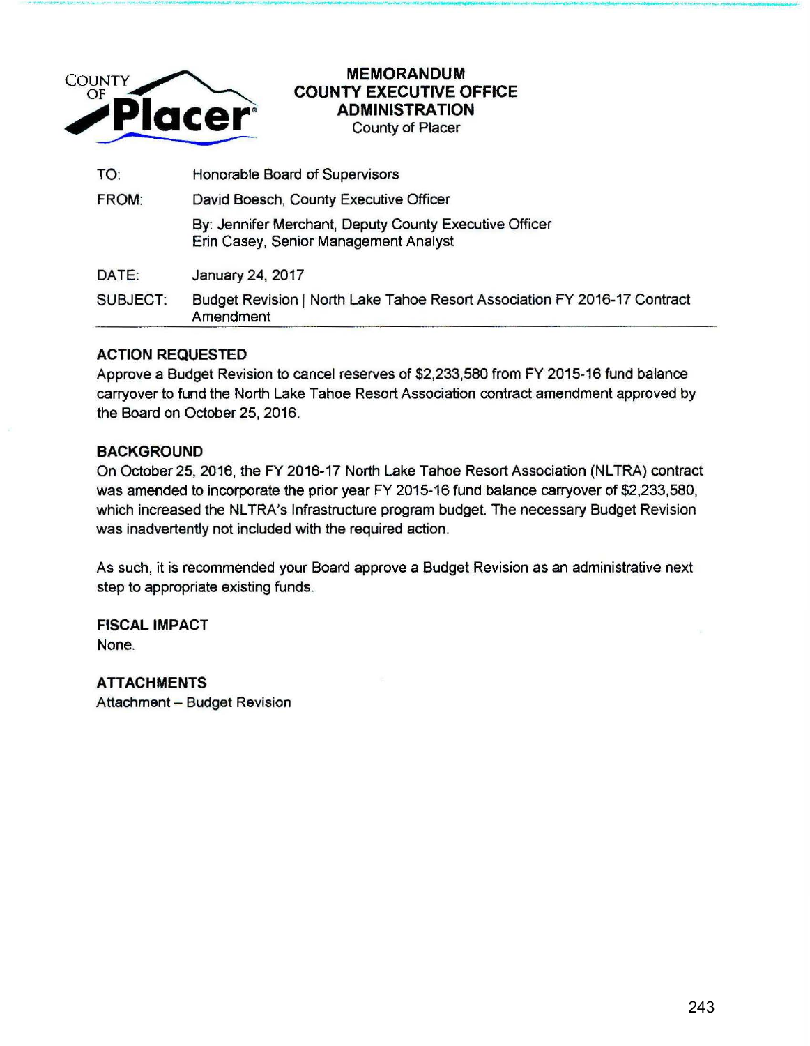COUNTY OF **Placer**

# MEMORANDUM
## COUNTY EXECUTIVE OFFICE
## ADMINISTRATION
County of Placer

| | |
|---|---|
| TO: | Honorable Board of Supervisors |
| FROM: | David Boesch, County Executive Officer |
| | By: Jennifer Merchant, Deputy County Executive Officer<br>Erin Casey, Senior Management Analyst |
| DATE: | January 24, 2017 |
| SUBJECT: | Budget Revision \| North Lake Tahoe Resort Association FY 2016-17 Contract Amendment |

### ACTION REQUESTED

Approve a Budget Revision to cancel reserves of $2,233,580 from FY 2015-16 fund balance carryover to fund the North Lake Tahoe Resort Association contract amendment approved by the Board on October 25, 2016.

### BACKGROUND

On October 25, 2016, the FY 2016-17 North Lake Tahoe Resort Association (NLTRA) contract was amended to incorporate the prior year FY 2015-16 fund balance carryover of $2,233,580, which increased the NLTRA's Infrastructure program budget. The necessary Budget Revision was inadvertently not included with the required action.

As such, it is recommended your Board approve a Budget Revision as an administrative next step to appropriate existing funds.

### FISCAL IMPACT

None.

### ATTACHMENTS

Attachment – Budget Revision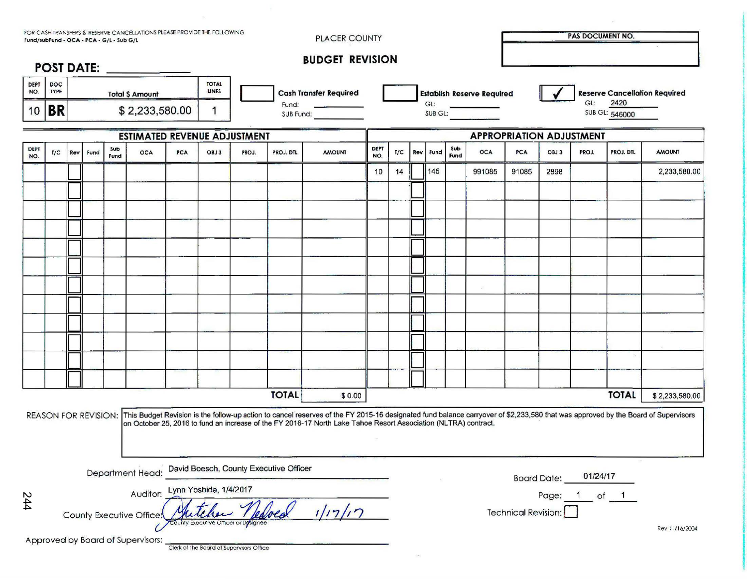FOR CASH TRANSFERS & RESERVE CANCELLATIONS PLEASE PROVIDE THE FOLLOWING
Fund/subFund - OCA - PCA - G/L - Sub G/L

PLACER COUNTY

# BUDGET REVISION

| PAS DOCUMENT NO. |
|---|
| |

**POST DATE:** ____________

| DEPT NO. | DOC TYPE | Total $ Amount | TOTAL LINES |
|---|---|---|---|
| 10 | BR | $ 2,233,580.00 | 1 |

☐ **Cash Transfer Required**
Fund: ____________
SUB Fund: ____________

☐ **Establish Reserve Required**
GL: ____________
SUB GL: ____________

☑ **Reserve Cancellation Required**
GL: 2420
SUB GL: 546000

## ESTIMATED REVENUE ADJUSTMENT

| DEPT NO. | T/C | Rev | Fund | Sub Fund | OCA | PCA | OBJ 3 | PROJ. | PROJ. DTL | AMOUNT |
|---|---|---|---|---|---|---|---|---|---|---|
| | | | | | | | | | | |
| | | | | | | | | | **TOTAL** | $ 0.00 |

## APPROPRIATION ADJUSTMENT

| DEPT NO. | T/C | Rev | Fund | Sub Fund | OCA | PCA | OBJ 3 | PROJ. | PROJ. DTL | AMOUNT |
|---|---|---|---|---|---|---|---|---|---|---|
| 10 | 14 | | 145 | | 991085 | 91085 | 2898 | | | 2,233,580.00 |
| | | | | | | | | | **TOTAL** | $ 2,233,580.00 |

REASON FOR REVISION: This Budget Revision is the follow-up action to cancel reserves of the FY 2015-16 designated fund balance carryover of $2,233,580 that was approved by the Board of Supervisors on October 25, 2016 to fund an increase of the FY 2016-17 North Lake Tahoe Resort Association (NLTRA) contract.

Department Head: David Boesch, County Executive Officer

Auditor: Lynn Yoshida, 1/4/2017

County Executive Office: *[signature]* 1/17/17
County Executive Officer or Designee

Approved by Board of Supervisors: ____________
Clerk of the Board of Supervisors Office

Board Date: 01/24/17

Page: 1 of 1

Technical Revision: ☐

Rev 11/16/2004